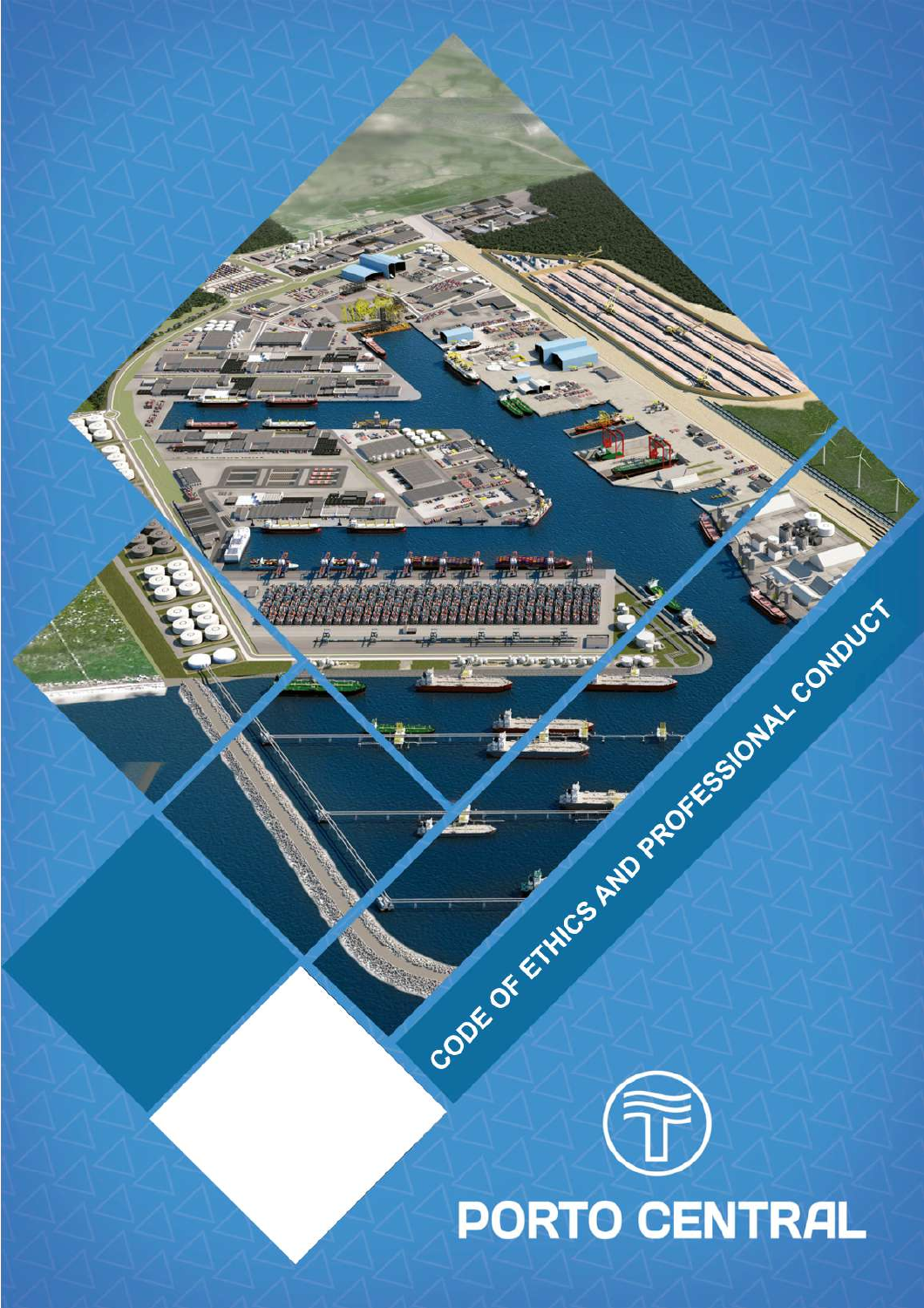# CODE OF ETHICS AND PROFESSIONAL CONDUCT

PORTO CENTRAL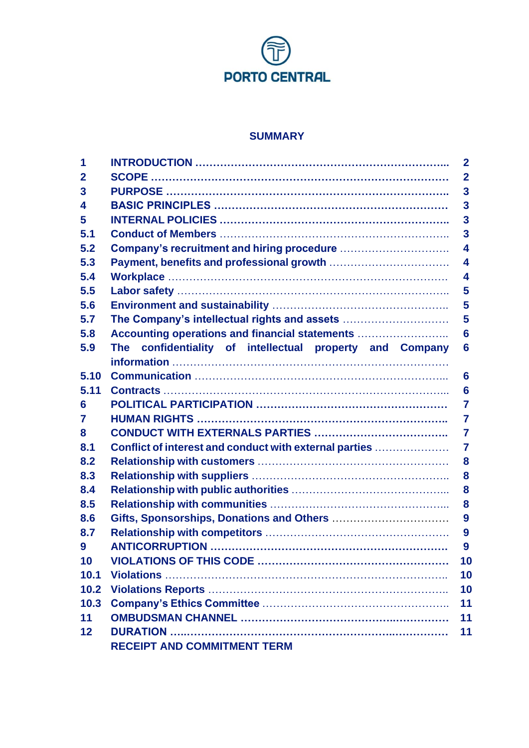PORTO CENTRAL

## SUMMARY

| | | |
|---|---|---|
| 1 | INTRODUCTION | 2 |
| 2 | SCOPE | 2 |
| 3 | PURPOSE | 3 |
| 4 | BASIC PRINCIPLES | 3 |
| 5 | INTERNAL POLICIES | 3 |
| 5.1 | Conduct of Members | 3 |
| 5.2 | Company's recruitment and hiring procedure | 4 |
| 5.3 | Payment, benefits and professional growth | 4 |
| 5.4 | Workplace | 4 |
| 5.5 | Labor safety | 5 |
| 5.6 | Environment and sustainability | 5 |
| 5.7 | The Company's intellectual rights and assets | 5 |
| 5.8 | Accounting operations and financial statements | 6 |
| 5.9 | The confidentiality of intellectual property and Company information | 6 |
| 5.10 | Communication | 6 |
| 5.11 | Contracts | 6 |
| 6 | POLITICAL PARTICIPATION | 7 |
| 7 | HUMAN RIGHTS | 7 |
| 8 | CONDUCT WITH EXTERNALS PARTIES | 7 |
| 8.1 | Conflict of interest and conduct with external parties | 7 |
| 8.2 | Relationship with customers | 8 |
| 8.3 | Relationship with suppliers | 8 |
| 8.4 | Relationship with public authorities | 8 |
| 8.5 | Relationship with communities | 8 |
| 8.6 | Gifts, Sponsorships, Donations and Others | 9 |
| 8.7 | Relationship with competitors | 9 |
| 9 | ANTICORRUPTION | 9 |
| 10 | VIOLATIONS OF THIS CODE | 10 |
| 10.1 | Violations | 10 |
| 10.2 | Violations Reports | 10 |
| 10.3 | Company's Ethics Committee | 11 |
| 11 | OMBUDSMAN CHANNEL | 11 |
| 12 | DURATION | 11 |
| | RECEIPT AND COMMITMENT TERM | |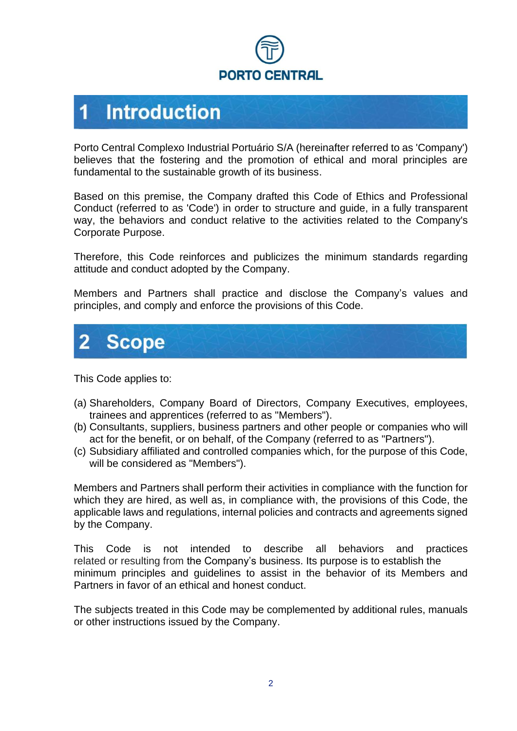# 1 Introduction

Porto Central Complexo Industrial Portuário S/A (hereinafter referred to as 'Company') believes that the fostering and the promotion of ethical and moral principles are fundamental to the sustainable growth of its business.

Based on this premise, the Company drafted this Code of Ethics and Professional Conduct (referred to as 'Code') in order to structure and guide, in a fully transparent way, the behaviors and conduct relative to the activities related to the Company's Corporate Purpose.

Therefore, this Code reinforces and publicizes the minimum standards regarding attitude and conduct adopted by the Company.

Members and Partners shall practice and disclose the Company's values and principles, and comply and enforce the provisions of this Code.

# 2 Scope

This Code applies to:

(a) Shareholders, Company Board of Directors, Company Executives, employees, trainees and apprentices (referred to as "Members").
(b) Consultants, suppliers, business partners and other people or companies who will act for the benefit, or on behalf, of the Company (referred to as "Partners").
(c) Subsidiary affiliated and controlled companies which, for the purpose of this Code, will be considered as "Members").

Members and Partners shall perform their activities in compliance with the function for which they are hired, as well as, in compliance with, the provisions of this Code, the applicable laws and regulations, internal policies and contracts and agreements signed by the Company.

This Code is not intended to describe all behaviors and practices related or resulting from the Company's business. Its purpose is to establish the minimum principles and guidelines to assist in the behavior of its Members and Partners in favor of an ethical and honest conduct.

The subjects treated in this Code may be complemented by additional rules, manuals or other instructions issued by the Company.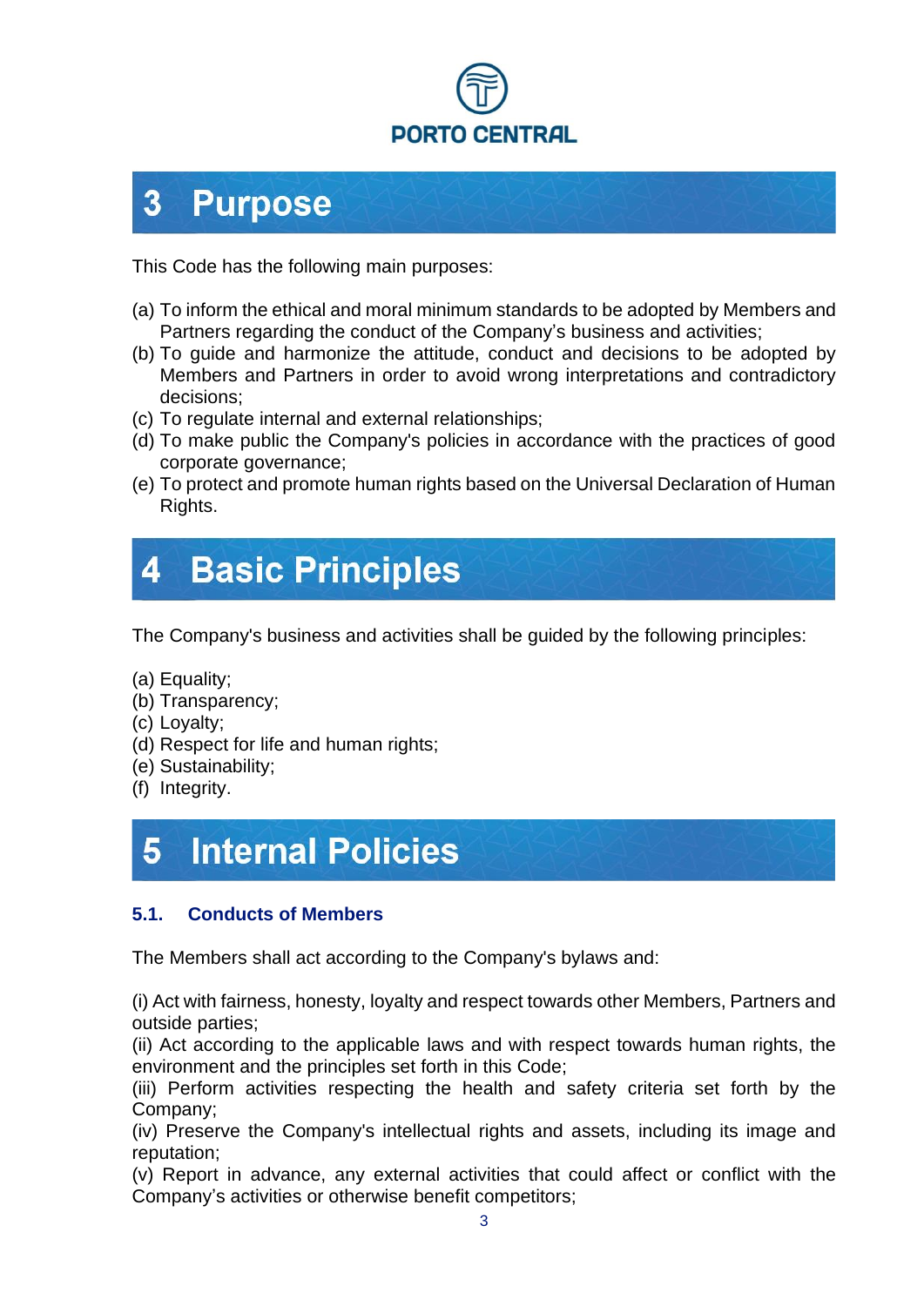# 3 Purpose

This Code has the following main purposes:

(a) To inform the ethical and moral minimum standards to be adopted by Members and Partners regarding the conduct of the Company's business and activities;
(b) To guide and harmonize the attitude, conduct and decisions to be adopted by Members and Partners in order to avoid wrong interpretations and contradictory decisions;
(c) To regulate internal and external relationships;
(d) To make public the Company's policies in accordance with the practices of good corporate governance;
(e) To protect and promote human rights based on the Universal Declaration of Human Rights.

# 4 Basic Principles

The Company's business and activities shall be guided by the following principles:

(a) Equality;
(b) Transparency;
(c) Loyalty;
(d) Respect for life and human rights;
(e) Sustainability;
(f) Integrity.

# 5 Internal Policies

## 5.1. Conducts of Members

The Members shall act according to the Company's bylaws and:

(i) Act with fairness, honesty, loyalty and respect towards other Members, Partners and outside parties;
(ii) Act according to the applicable laws and with respect towards human rights, the environment and the principles set forth in this Code;
(iii) Perform activities respecting the health and safety criteria set forth by the Company;
(iv) Preserve the Company's intellectual rights and assets, including its image and reputation;
(v) Report in advance, any external activities that could affect or conflict with the Company's activities or otherwise benefit competitors;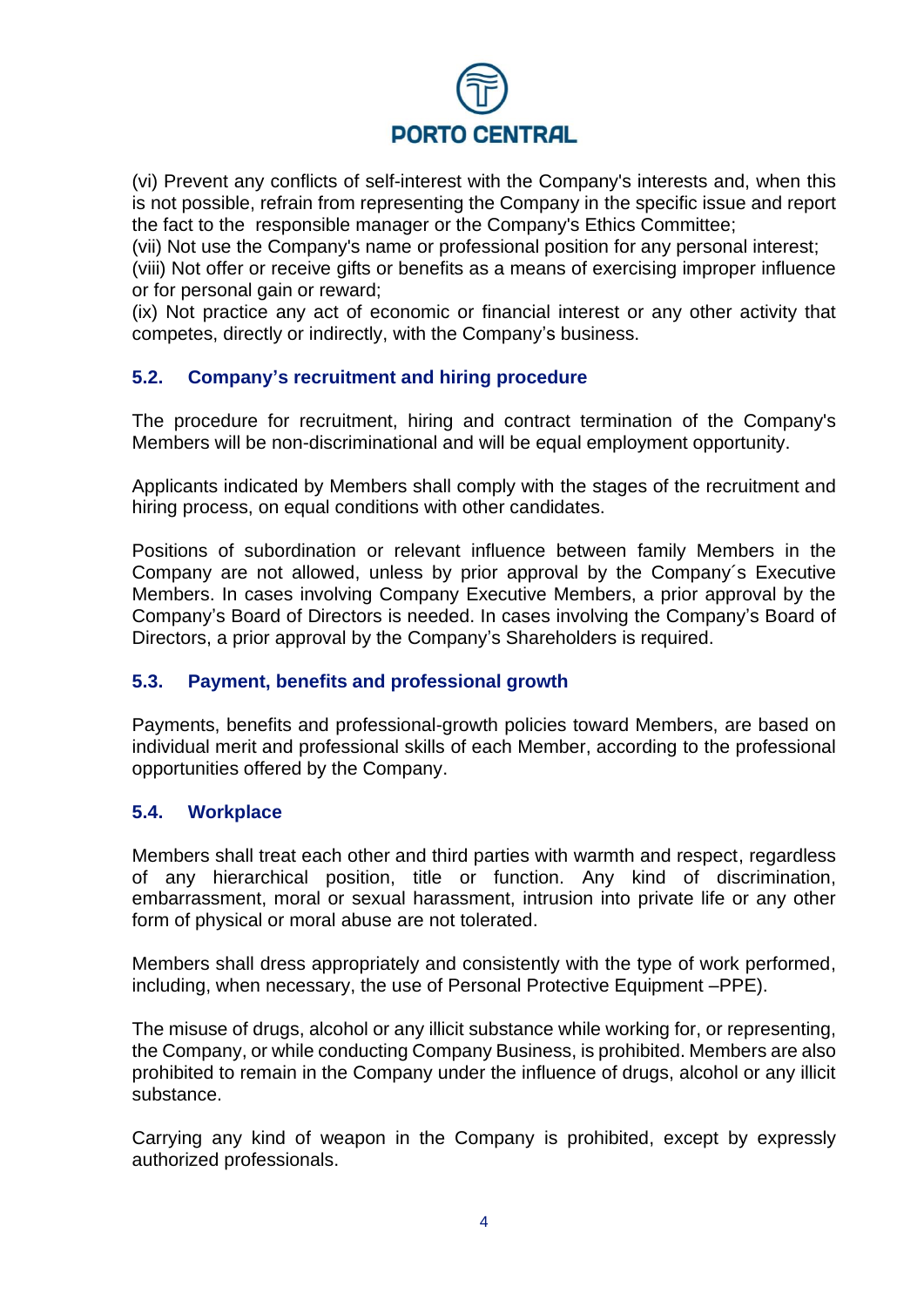(vi) Prevent any conflicts of self-interest with the Company's interests and, when this is not possible, refrain from representing the Company in the specific issue and report the fact to the responsible manager or the Company's Ethics Committee;
(vii) Not use the Company's name or professional position for any personal interest;
(viii) Not offer or receive gifts or benefits as a means of exercising improper influence or for personal gain or reward;
(ix) Not practice any act of economic or financial interest or any other activity that competes, directly or indirectly, with the Company's business.

### 5.2. Company's recruitment and hiring procedure

The procedure for recruitment, hiring and contract termination of the Company's Members will be non-discriminational and will be equal employment opportunity.

Applicants indicated by Members shall comply with the stages of the recruitment and hiring process, on equal conditions with other candidates.

Positions of subordination or relevant influence between family Members in the Company are not allowed, unless by prior approval by the Company´s Executive Members. In cases involving Company Executive Members, a prior approval by the Company's Board of Directors is needed. In cases involving the Company's Board of Directors, a prior approval by the Company's Shareholders is required.

### 5.3. Payment, benefits and professional growth

Payments, benefits and professional-growth policies toward Members, are based on individual merit and professional skills of each Member, according to the professional opportunities offered by the Company.

### 5.4. Workplace

Members shall treat each other and third parties with warmth and respect, regardless of any hierarchical position, title or function. Any kind of discrimination, embarrassment, moral or sexual harassment, intrusion into private life or any other form of physical or moral abuse are not tolerated.

Members shall dress appropriately and consistently with the type of work performed, including, when necessary, the use of Personal Protective Equipment –PPE).

The misuse of drugs, alcohol or any illicit substance while working for, or representing, the Company, or while conducting Company Business, is prohibited. Members are also prohibited to remain in the Company under the influence of drugs, alcohol or any illicit substance.

Carrying any kind of weapon in the Company is prohibited, except by expressly authorized professionals.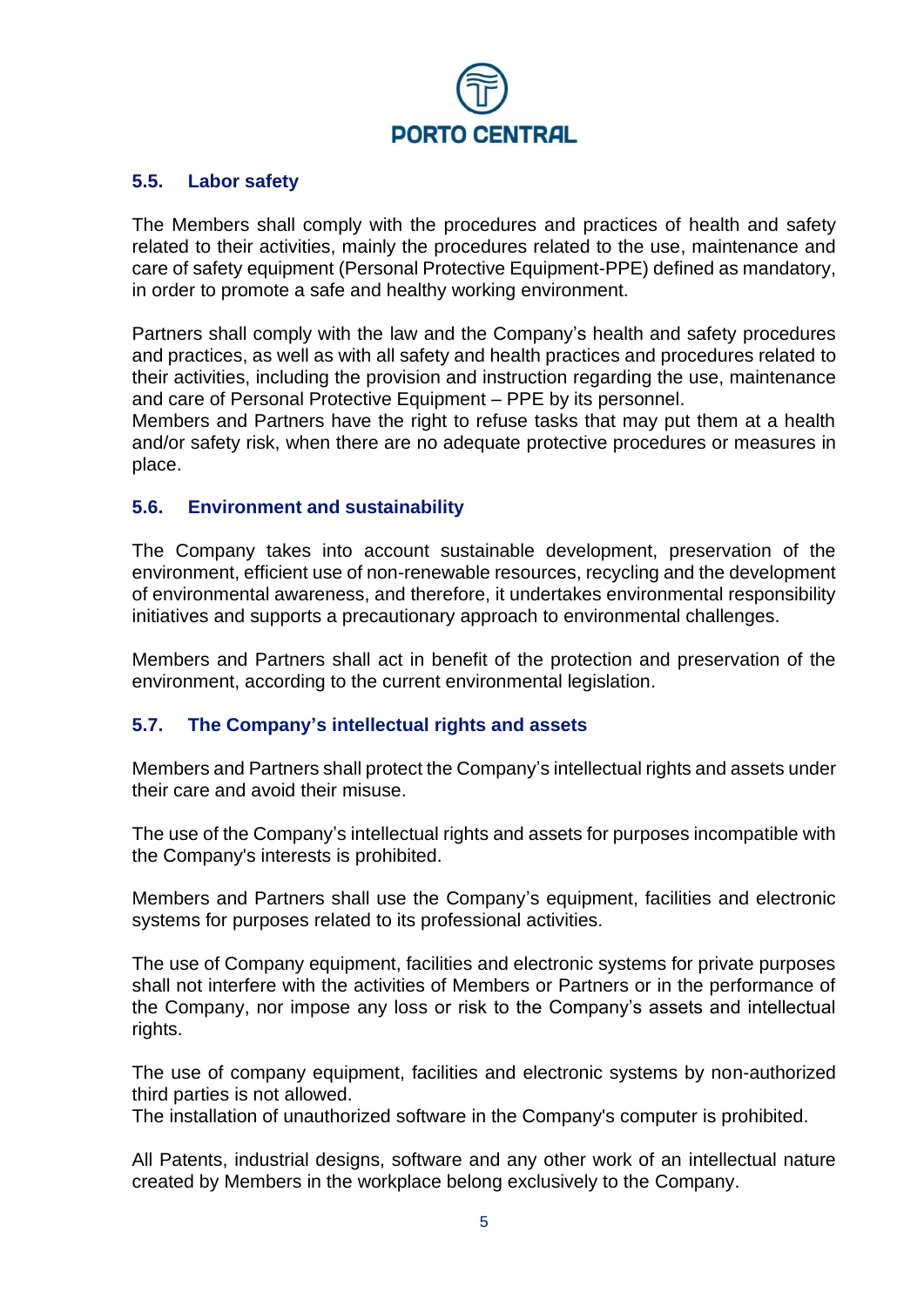### 5.5. Labor safety

The Members shall comply with the procedures and practices of health and safety related to their activities, mainly the procedures related to the use, maintenance and care of safety equipment (Personal Protective Equipment-PPE) defined as mandatory, in order to promote a safe and healthy working environment.

Partners shall comply with the law and the Company's health and safety procedures and practices, as well as with all safety and health practices and procedures related to their activities, including the provision and instruction regarding the use, maintenance and care of Personal Protective Equipment – PPE by its personnel.
Members and Partners have the right to refuse tasks that may put them at a health and/or safety risk, when there are no adequate protective procedures or measures in place.

### 5.6. Environment and sustainability

The Company takes into account sustainable development, preservation of the environment, efficient use of non-renewable resources, recycling and the development of environmental awareness, and therefore, it undertakes environmental responsibility initiatives and supports a precautionary approach to environmental challenges.

Members and Partners shall act in benefit of the protection and preservation of the environment, according to the current environmental legislation.

### 5.7. The Company's intellectual rights and assets

Members and Partners shall protect the Company's intellectual rights and assets under their care and avoid their misuse.

The use of the Company's intellectual rights and assets for purposes incompatible with the Company's interests is prohibited.

Members and Partners shall use the Company's equipment, facilities and electronic systems for purposes related to its professional activities.

The use of Company equipment, facilities and electronic systems for private purposes shall not interfere with the activities of Members or Partners or in the performance of the Company, nor impose any loss or risk to the Company's assets and intellectual rights.

The use of company equipment, facilities and electronic systems by non-authorized third parties is not allowed.
The installation of unauthorized software in the Company's computer is prohibited.

All Patents, industrial designs, software and any other work of an intellectual nature created by Members in the workplace belong exclusively to the Company.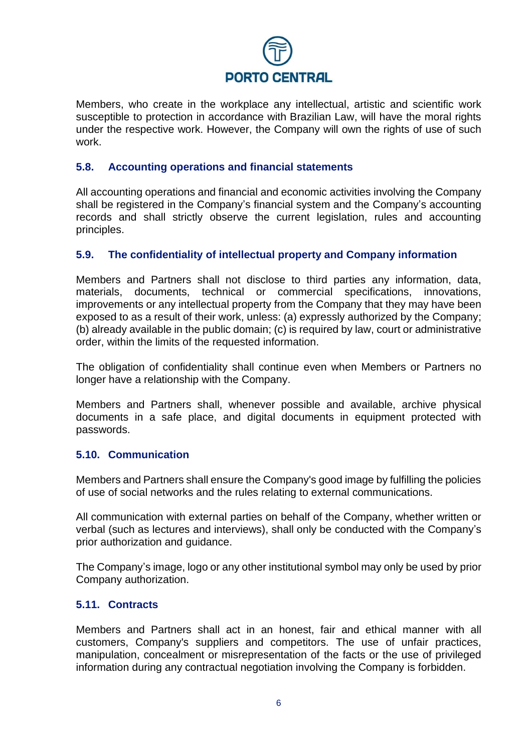Members, who create in the workplace any intellectual, artistic and scientific work susceptible to protection in accordance with Brazilian Law, will have the moral rights under the respective work. However, the Company will own the rights of use of such work.

### 5.8. Accounting operations and financial statements

All accounting operations and financial and economic activities involving the Company shall be registered in the Company's financial system and the Company's accounting records and shall strictly observe the current legislation, rules and accounting principles.

### 5.9. The confidentiality of intellectual property and Company information

Members and Partners shall not disclose to third parties any information, data, materials, documents, technical or commercial specifications, innovations, improvements or any intellectual property from the Company that they may have been exposed to as a result of their work, unless: (a) expressly authorized by the Company; (b) already available in the public domain; (c) is required by law, court or administrative order, within the limits of the requested information.

The obligation of confidentiality shall continue even when Members or Partners no longer have a relationship with the Company.

Members and Partners shall, whenever possible and available, archive physical documents in a safe place, and digital documents in equipment protected with passwords.

### 5.10. Communication

Members and Partners shall ensure the Company's good image by fulfilling the policies of use of social networks and the rules relating to external communications.

All communication with external parties on behalf of the Company, whether written or verbal (such as lectures and interviews), shall only be conducted with the Company's prior authorization and guidance.

The Company's image, logo or any other institutional symbol may only be used by prior Company authorization.

### 5.11. Contracts

Members and Partners shall act in an honest, fair and ethical manner with all customers, Company's suppliers and competitors. The use of unfair practices, manipulation, concealment or misrepresentation of the facts or the use of privileged information during any contractual negotiation involving the Company is forbidden.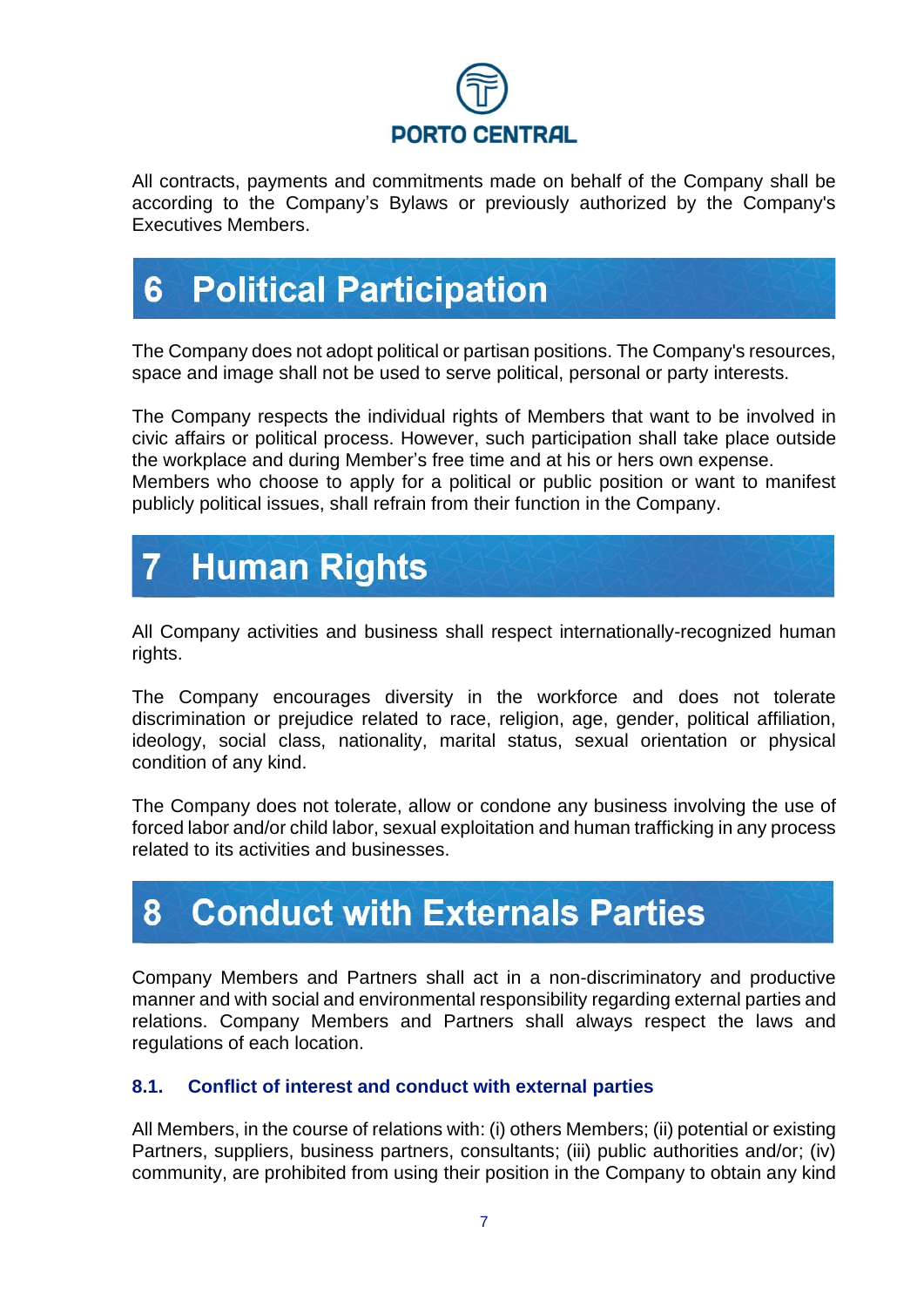All contracts, payments and commitments made on behalf of the Company shall be according to the Company's Bylaws or previously authorized by the Company's Executives Members.

# 6 Political Participation

The Company does not adopt political or partisan positions. The Company's resources, space and image shall not be used to serve political, personal or party interests.

The Company respects the individual rights of Members that want to be involved in civic affairs or political process. However, such participation shall take place outside the workplace and during Member's free time and at his or hers own expense.
Members who choose to apply for a political or public position or want to manifest publicly political issues, shall refrain from their function in the Company.

# 7 Human Rights

All Company activities and business shall respect internationally-recognized human rights.

The Company encourages diversity in the workforce and does not tolerate discrimination or prejudice related to race, religion, age, gender, political affiliation, ideology, social class, nationality, marital status, sexual orientation or physical condition of any kind.

The Company does not tolerate, allow or condone any business involving the use of forced labor and/or child labor, sexual exploitation and human trafficking in any process related to its activities and businesses.

# 8 Conduct with Externals Parties

Company Members and Partners shall act in a non-discriminatory and productive manner and with social and environmental responsibility regarding external parties and relations. Company Members and Partners shall always respect the laws and regulations of each location.

### 8.1. Conflict of interest and conduct with external parties

All Members, in the course of relations with: (i) others Members; (ii) potential or existing Partners, suppliers, business partners, consultants; (iii) public authorities and/or; (iv) community, are prohibited from using their position in the Company to obtain any kind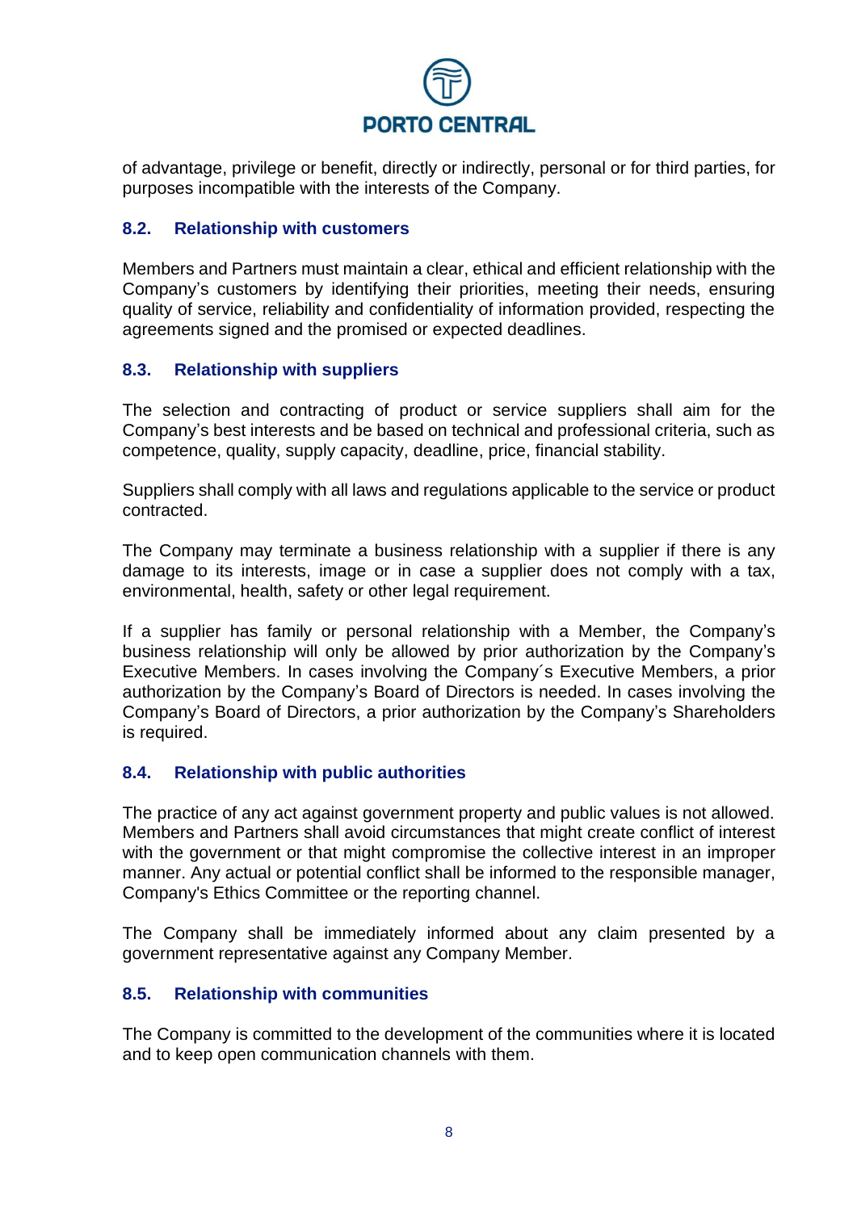of advantage, privilege or benefit, directly or indirectly, personal or for third parties, for purposes incompatible with the interests of the Company.

### 8.2. Relationship with customers

Members and Partners must maintain a clear, ethical and efficient relationship with the Company's customers by identifying their priorities, meeting their needs, ensuring quality of service, reliability and confidentiality of information provided, respecting the agreements signed and the promised or expected deadlines.

### 8.3. Relationship with suppliers

The selection and contracting of product or service suppliers shall aim for the Company's best interests and be based on technical and professional criteria, such as competence, quality, supply capacity, deadline, price, financial stability.

Suppliers shall comply with all laws and regulations applicable to the service or product contracted.

The Company may terminate a business relationship with a supplier if there is any damage to its interests, image or in case a supplier does not comply with a tax, environmental, health, safety or other legal requirement.

If a supplier has family or personal relationship with a Member, the Company's business relationship will only be allowed by prior authorization by the Company's Executive Members. In cases involving the Company´s Executive Members, a prior authorization by the Company's Board of Directors is needed. In cases involving the Company's Board of Directors, a prior authorization by the Company's Shareholders is required.

### 8.4. Relationship with public authorities

The practice of any act against government property and public values is not allowed. Members and Partners shall avoid circumstances that might create conflict of interest with the government or that might compromise the collective interest in an improper manner. Any actual or potential conflict shall be informed to the responsible manager, Company's Ethics Committee or the reporting channel.

The Company shall be immediately informed about any claim presented by a government representative against any Company Member.

### 8.5. Relationship with communities

The Company is committed to the development of the communities where it is located and to keep open communication channels with them.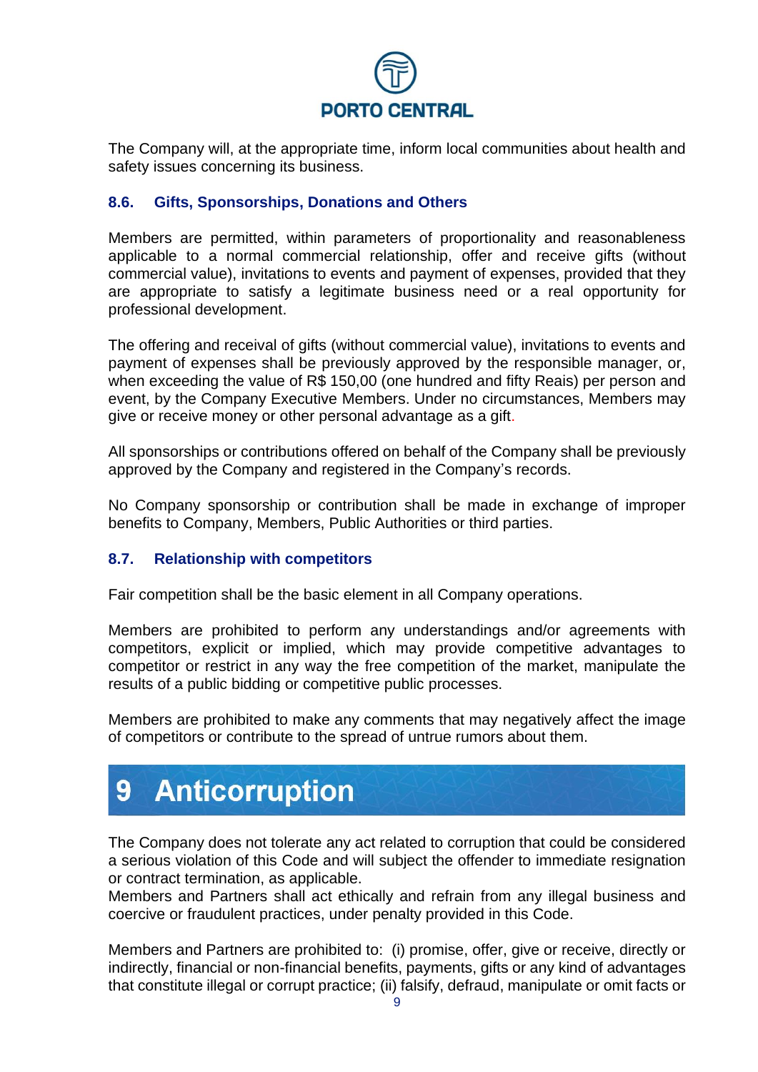The Company will, at the appropriate time, inform local communities about health and safety issues concerning its business.

### 8.6. Gifts, Sponsorships, Donations and Others

Members are permitted, within parameters of proportionality and reasonableness applicable to a normal commercial relationship, offer and receive gifts (without commercial value), invitations to events and payment of expenses, provided that they are appropriate to satisfy a legitimate business need or a real opportunity for professional development.

The offering and receival of gifts (without commercial value), invitations to events and payment of expenses shall be previously approved by the responsible manager, or, when exceeding the value of R$ 150,00 (one hundred and fifty Reais) per person and event, by the Company Executive Members. Under no circumstances, Members may give or receive money or other personal advantage as a gift.

All sponsorships or contributions offered on behalf of the Company shall be previously approved by the Company and registered in the Company's records.

No Company sponsorship or contribution shall be made in exchange of improper benefits to Company, Members, Public Authorities or third parties.

### 8.7. Relationship with competitors

Fair competition shall be the basic element in all Company operations.

Members are prohibited to perform any understandings and/or agreements with competitors, explicit or implied, which may provide competitive advantages to competitor or restrict in any way the free competition of the market, manipulate the results of a public bidding or competitive public processes.

Members are prohibited to make any comments that may negatively affect the image of competitors or contribute to the spread of untrue rumors about them.

## 9 Anticorruption

The Company does not tolerate any act related to corruption that could be considered a serious violation of this Code and will subject the offender to immediate resignation or contract termination, as applicable.
Members and Partners shall act ethically and refrain from any illegal business and coercive or fraudulent practices, under penalty provided in this Code.

Members and Partners are prohibited to: (i) promise, offer, give or receive, directly or indirectly, financial or non-financial benefits, payments, gifts or any kind of advantages that constitute illegal or corrupt practice; (ii) falsify, defraud, manipulate or omit facts or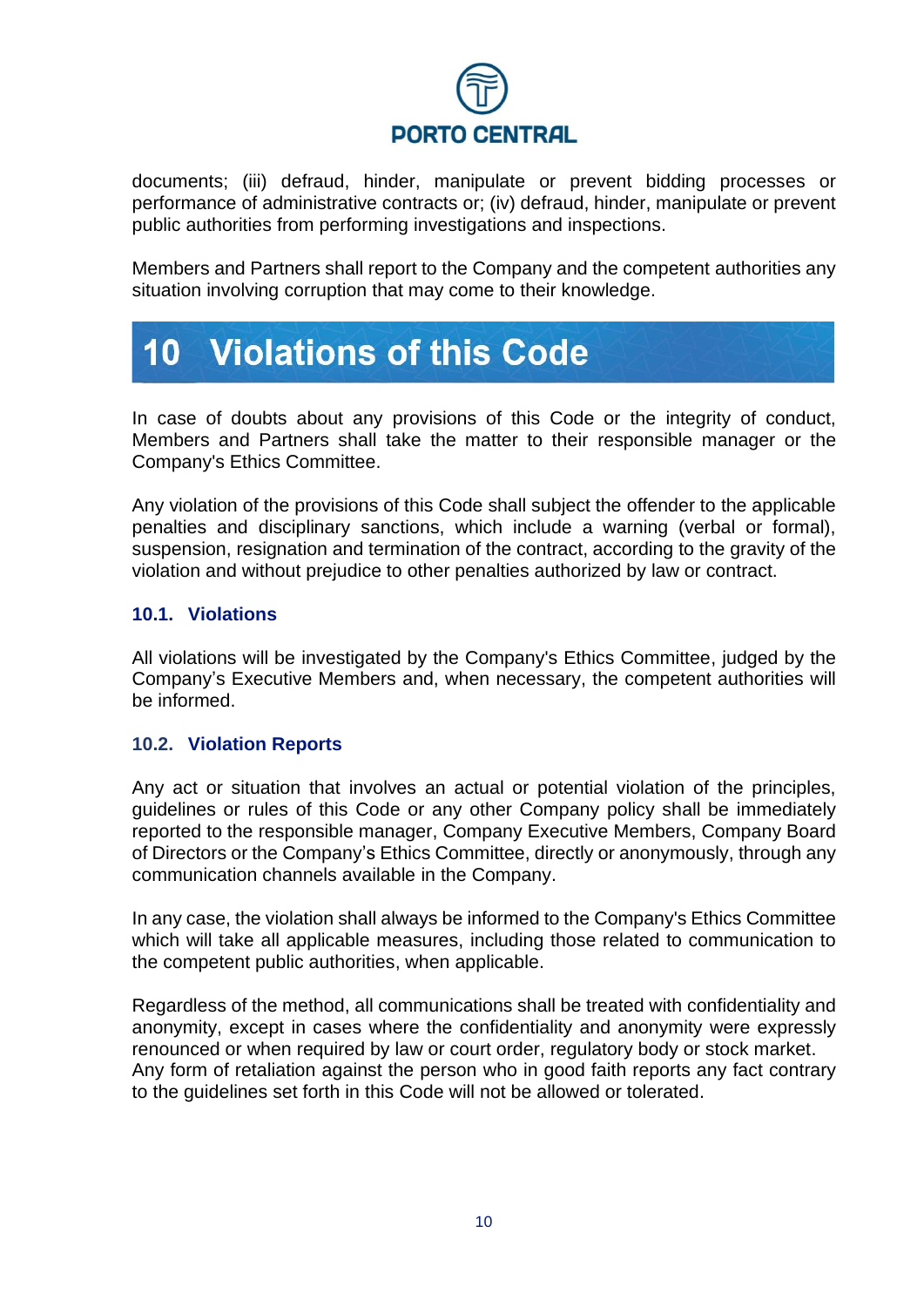documents; (iii) defraud, hinder, manipulate or prevent bidding processes or performance of administrative contracts or; (iv) defraud, hinder, manipulate or prevent public authorities from performing investigations and inspections.

Members and Partners shall report to the Company and the competent authorities any situation involving corruption that may come to their knowledge.

# 10 Violations of this Code

In case of doubts about any provisions of this Code or the integrity of conduct, Members and Partners shall take the matter to their responsible manager or the Company's Ethics Committee.

Any violation of the provisions of this Code shall subject the offender to the applicable penalties and disciplinary sanctions, which include a warning (verbal or formal), suspension, resignation and termination of the contract, according to the gravity of the violation and without prejudice to other penalties authorized by law or contract.

## 10.1. Violations

All violations will be investigated by the Company's Ethics Committee, judged by the Company's Executive Members and, when necessary, the competent authorities will be informed.

## 10.2. Violation Reports

Any act or situation that involves an actual or potential violation of the principles, guidelines or rules of this Code or any other Company policy shall be immediately reported to the responsible manager, Company Executive Members, Company Board of Directors or the Company's Ethics Committee, directly or anonymously, through any communication channels available in the Company.

In any case, the violation shall always be informed to the Company's Ethics Committee which will take all applicable measures, including those related to communication to the competent public authorities, when applicable.

Regardless of the method, all communications shall be treated with confidentiality and anonymity, except in cases where the confidentiality and anonymity were expressly renounced or when required by law or court order, regulatory body or stock market. Any form of retaliation against the person who in good faith reports any fact contrary to the guidelines set forth in this Code will not be allowed or tolerated.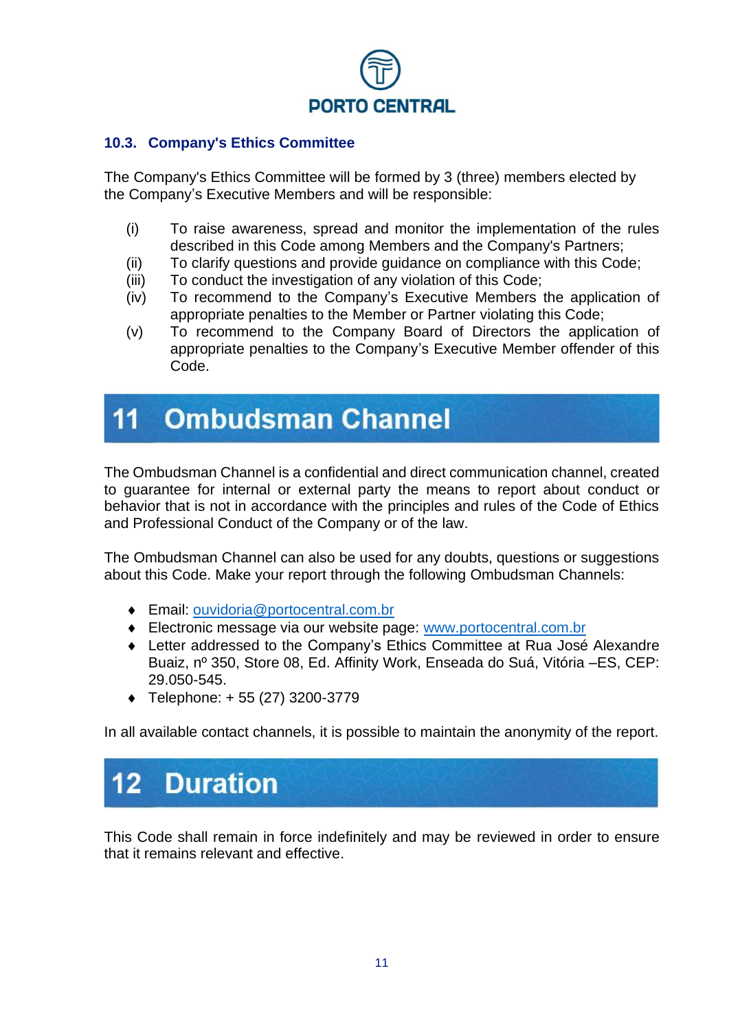### 10.3. Company's Ethics Committee

The Company's Ethics Committee will be formed by 3 (three) members elected by the Company's Executive Members and will be responsible:

(i) To raise awareness, spread and monitor the implementation of the rules described in this Code among Members and the Company's Partners;
(ii) To clarify questions and provide guidance on compliance with this Code;
(iii) To conduct the investigation of any violation of this Code;
(iv) To recommend to the Company's Executive Members the application of appropriate penalties to the Member or Partner violating this Code;
(v) To recommend to the Company Board of Directors the application of appropriate penalties to the Company's Executive Member offender of this Code.

# 11 Ombudsman Channel

The Ombudsman Channel is a confidential and direct communication channel, created to guarantee for internal or external party the means to report about conduct or behavior that is not in accordance with the principles and rules of the Code of Ethics and Professional Conduct of the Company or of the law.

The Ombudsman Channel can also be used for any doubts, questions or suggestions about this Code. Make your report through the following Ombudsman Channels:

- Email: ouvidoria@portocentral.com.br
- Electronic message via our website page: www.portocentral.com.br
- Letter addressed to the Company's Ethics Committee at Rua José Alexandre Buaiz, nº 350, Store 08, Ed. Affinity Work, Enseada do Suá, Vitória –ES, CEP: 29.050-545.
- Telephone: + 55 (27) 3200-3779

In all available contact channels, it is possible to maintain the anonymity of the report.

# 12 Duration

This Code shall remain in force indefinitely and may be reviewed in order to ensure that it remains relevant and effective.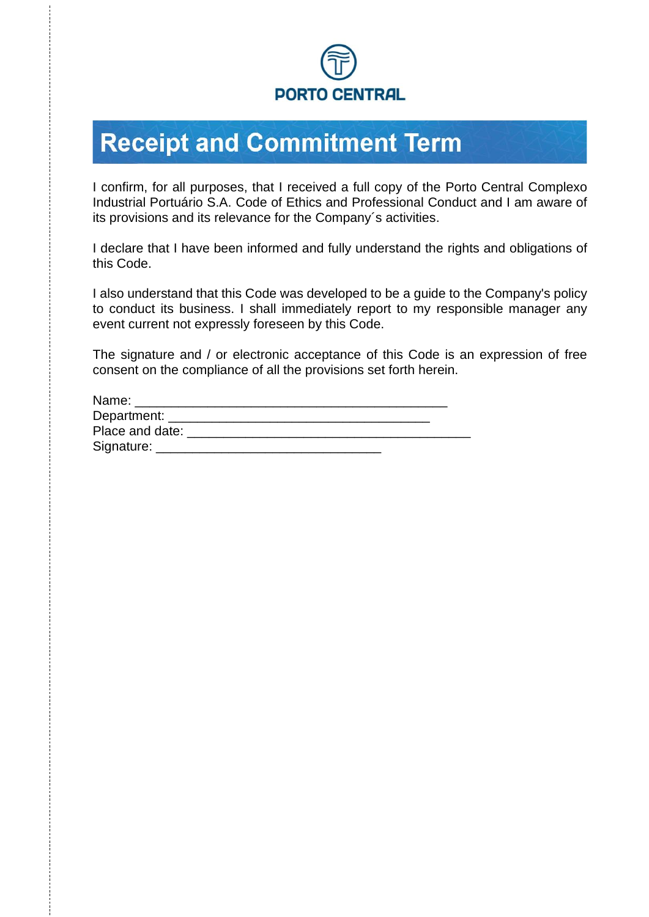PORTO CENTRAL

# Receipt and Commitment Term

I confirm, for all purposes, that I received a full copy of the Porto Central Complexo Industrial Portuário S.A. Code of Ethics and Professional Conduct and I am aware of its provisions and its relevance for the Company´s activities.

I declare that I have been informed and fully understand the rights and obligations of this Code.

I also understand that this Code was developed to be a guide to the Company's policy to conduct its business. I shall immediately report to my responsible manager any event current not expressly foreseen by this Code.

The signature and / or electronic acceptance of this Code is an expression of free consent on the compliance of all the provisions set forth herein.

Name: ____________________________________________
Department: _____________________________________
Place and date: ________________________________________
Signature: _______________________________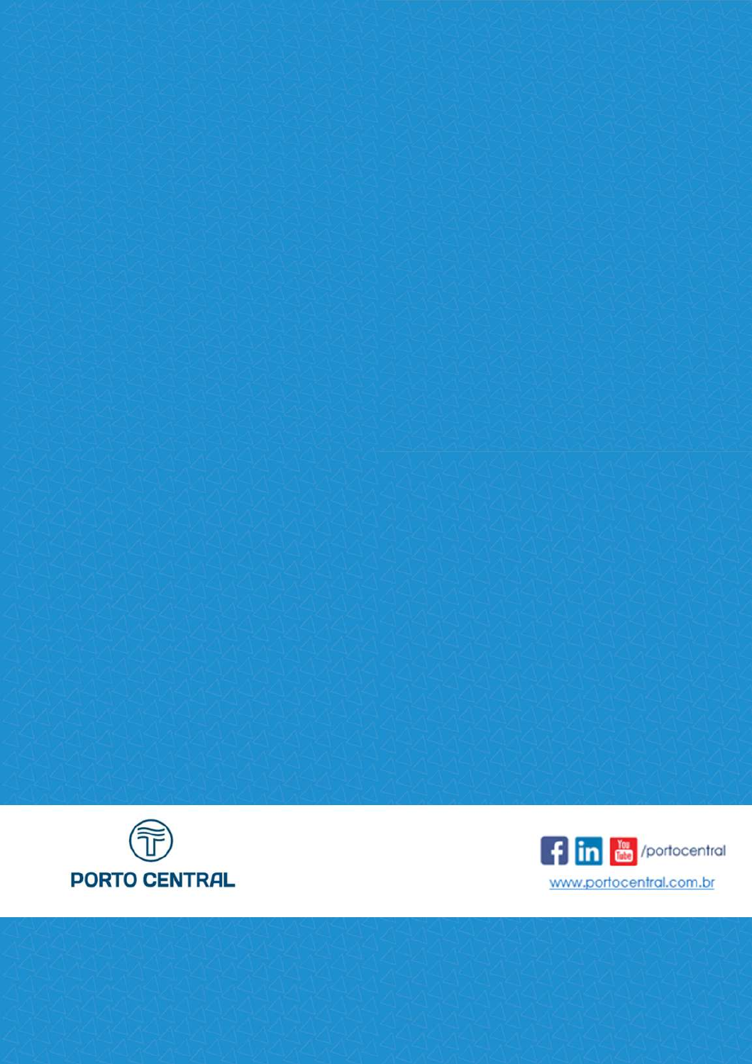PORTO CENTRAL

/portocentral

www.portocentral.com.br